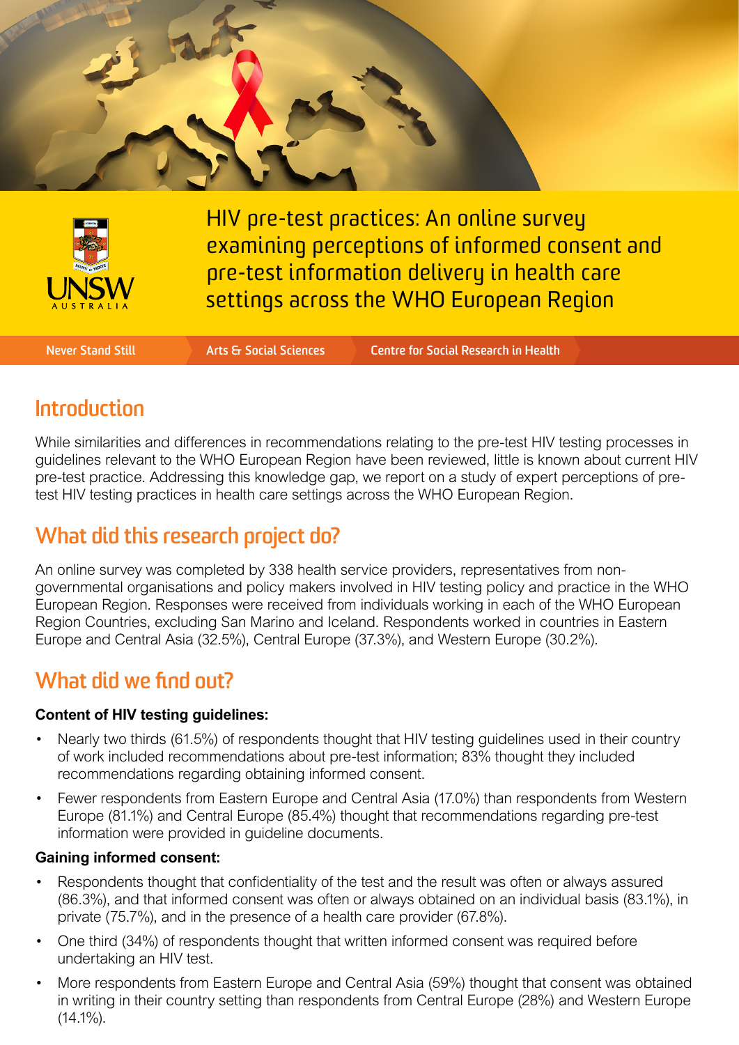# HIV pre-test practices: An online survey examining perceptions of informed consent and pre-test information delivery in health care settings across the WHO European Region

UNSW AUSTRALIA

Never Stand Still | Arts & Social Sciences | Centre for Social Research in Health

## Introduction

While similarities and differences in recommendations relating to the pre-test HIV testing processes in guidelines relevant to the WHO European Region have been reviewed, little is known about current HIV pre-test practice. Addressing this knowledge gap, we report on a study of expert perceptions of pre-test HIV testing practices in health care settings across the WHO European Region.

## What did this research project do?

An online survey was completed by 338 health service providers, representatives from non-governmental organisations and policy makers involved in HIV testing policy and practice in the WHO European Region. Responses were received from individuals working in each of the WHO European Region Countries, excluding San Marino and Iceland. Respondents worked in countries in Eastern Europe and Central Asia (32.5%), Central Europe (37.3%), and Western Europe (30.2%).

## What did we find out?

**Content of HIV testing guidelines:**

- Nearly two thirds (61.5%) of respondents thought that HIV testing guidelines used in their country of work included recommendations about pre-test information; 83% thought they included recommendations regarding obtaining informed consent.
- Fewer respondents from Eastern Europe and Central Asia (17.0%) than respondents from Western Europe (81.1%) and Central Europe (85.4%) thought that recommendations regarding pre-test information were provided in guideline documents.

**Gaining informed consent:**

- Respondents thought that confidentiality of the test and the result was often or always assured (86.3%), and that informed consent was often or always obtained on an individual basis (83.1%), in private (75.7%), and in the presence of a health care provider (67.8%).
- One third (34%) of respondents thought that written informed consent was required before undertaking an HIV test.
- More respondents from Eastern Europe and Central Asia (59%) thought that consent was obtained in writing in their country setting than respondents from Central Europe (28%) and Western Europe (14.1%).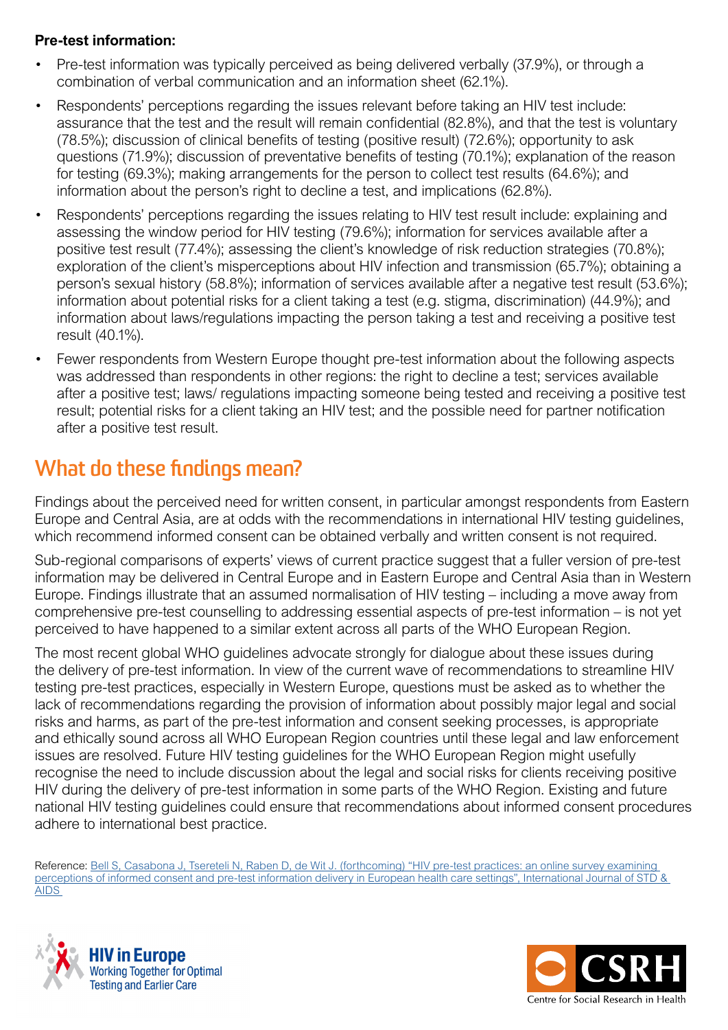**Pre-test information:**

- Pre-test information was typically perceived as being delivered verbally (37.9%), or through a combination of verbal communication and an information sheet (62.1%).
- Respondents' perceptions regarding the issues relevant before taking an HIV test include: assurance that the test and the result will remain confidential (82.8%), and that the test is voluntary (78.5%); discussion of clinical benefits of testing (positive result) (72.6%); opportunity to ask questions (71.9%); discussion of preventative benefits of testing (70.1%); explanation of the reason for testing (69.3%); making arrangements for the person to collect test results (64.6%); and information about the person's right to decline a test, and implications (62.8%).
- Respondents' perceptions regarding the issues relating to HIV test result include: explaining and assessing the window period for HIV testing (79.6%); information for services available after a positive test result (77.4%); assessing the client's knowledge of risk reduction strategies (70.8%); exploration of the client's misperceptions about HIV infection and transmission (65.7%); obtaining a person's sexual history (58.8%); information of services available after a negative test result (53.6%); information about potential risks for a client taking a test (e.g. stigma, discrimination) (44.9%); and information about laws/regulations impacting the person taking a test and receiving a positive test result (40.1%).
- Fewer respondents from Western Europe thought pre-test information about the following aspects was addressed than respondents in other regions: the right to decline a test; services available after a positive test; laws/ regulations impacting someone being tested and receiving a positive test result; potential risks for a client taking an HIV test; and the possible need for partner notification after a positive test result.

## What do these findings mean?

Findings about the perceived need for written consent, in particular amongst respondents from Eastern Europe and Central Asia, are at odds with the recommendations in international HIV testing guidelines, which recommend informed consent can be obtained verbally and written consent is not required.

Sub-regional comparisons of experts' views of current practice suggest that a fuller version of pre-test information may be delivered in Central Europe and in Eastern Europe and Central Asia than in Western Europe. Findings illustrate that an assumed normalisation of HIV testing – including a move away from comprehensive pre-test counselling to addressing essential aspects of pre-test information – is not yet perceived to have happened to a similar extent across all parts of the WHO European Region.

The most recent global WHO guidelines advocate strongly for dialogue about these issues during the delivery of pre-test information. In view of the current wave of recommendations to streamline HIV testing pre-test practices, especially in Western Europe, questions must be asked as to whether the lack of recommendations regarding the provision of information about possibly major legal and social risks and harms, as part of the pre-test information and consent seeking processes, is appropriate and ethically sound across all WHO European Region countries until these legal and law enforcement issues are resolved. Future HIV testing guidelines for the WHO European Region might usefully recognise the need to include discussion about the legal and social risks for clients receiving positive HIV during the delivery of pre-test information in some parts of the WHO Region. Existing and future national HIV testing guidelines could ensure that recommendations about informed consent procedures adhere to international best practice.

Reference: Bell S, Casabona J, Tsereteli N, Raben D, de Wit J. (forthcoming) "HIV pre-test practices: an online survey examining perceptions of informed consent and pre-test information delivery in European health care settings", International Journal of STD & AIDS

HIV in Europe
Working Together for Optimal Testing and Earlier Care

CSRH
Centre for Social Research in Health